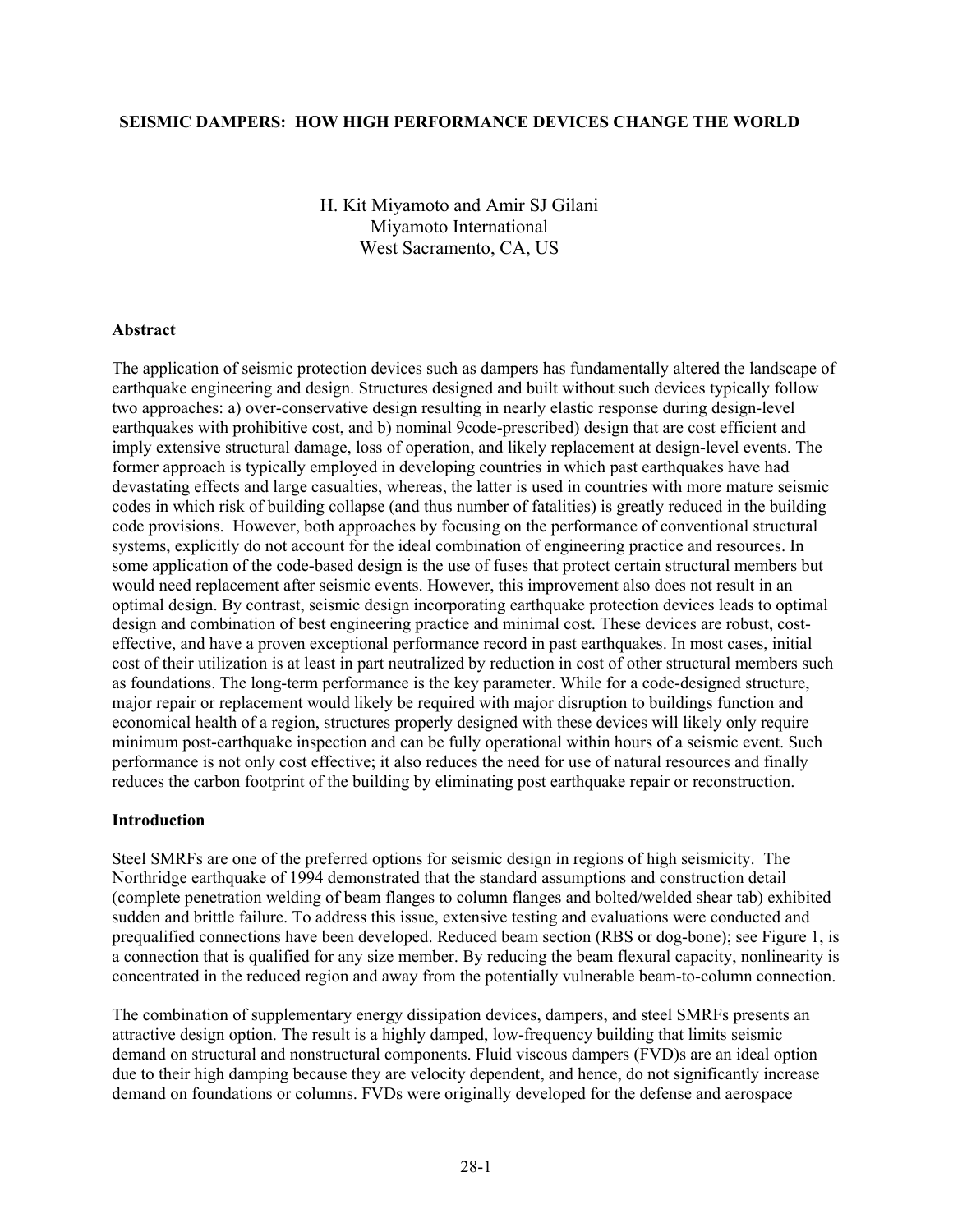# SEISMIC DAMPERS: HOW HIGH PERFORMANCE DEVICES CHANGE THE WORLD

H. Kit Miyamoto and Amir SJ Gilani
Miyamoto International
West Sacramento, CA, US

## Abstract

The application of seismic protection devices such as dampers has fundamentally altered the landscape of earthquake engineering and design. Structures designed and built without such devices typically follow two approaches: a) over-conservative design resulting in nearly elastic response during design-level earthquakes with prohibitive cost, and b) nominal 9code-prescribed) design that are cost efficient and imply extensive structural damage, loss of operation, and likely replacement at design-level events. The former approach is typically employed in developing countries in which past earthquakes have had devastating effects and large casualties, whereas, the latter is used in countries with more mature seismic codes in which risk of building collapse (and thus number of fatalities) is greatly reduced in the building code provisions. However, both approaches by focusing on the performance of conventional structural systems, explicitly do not account for the ideal combination of engineering practice and resources. In some application of the code-based design is the use of fuses that protect certain structural members but would need replacement after seismic events. However, this improvement also does not result in an optimal design. By contrast, seismic design incorporating earthquake protection devices leads to optimal design and combination of best engineering practice and minimal cost. These devices are robust, cost-effective, and have a proven exceptional performance record in past earthquakes. In most cases, initial cost of their utilization is at least in part neutralized by reduction in cost of other structural members such as foundations. The long-term performance is the key parameter. While for a code-designed structure, major repair or replacement would likely be required with major disruption to buildings function and economical health of a region, structures properly designed with these devices will likely only require minimum post-earthquake inspection and can be fully operational within hours of a seismic event. Such performance is not only cost effective; it also reduces the need for use of natural resources and finally reduces the carbon footprint of the building by eliminating post earthquake repair or reconstruction.

## Introduction

Steel SMRFs are one of the preferred options for seismic design in regions of high seismicity. The Northridge earthquake of 1994 demonstrated that the standard assumptions and construction detail (complete penetration welding of beam flanges to column flanges and bolted/welded shear tab) exhibited sudden and brittle failure. To address this issue, extensive testing and evaluations were conducted and prequalified connections have been developed. Reduced beam section (RBS or dog-bone); see Figure 1, is a connection that is qualified for any size member. By reducing the beam flexural capacity, nonlinearity is concentrated in the reduced region and away from the potentially vulnerable beam-to-column connection.

The combination of supplementary energy dissipation devices, dampers, and steel SMRFs presents an attractive design option. The result is a highly damped, low-frequency building that limits seismic demand on structural and nonstructural components. Fluid viscous dampers (FVD)s are an ideal option due to their high damping because they are velocity dependent, and hence, do not significantly increase demand on foundations or columns. FVDs were originally developed for the defense and aerospace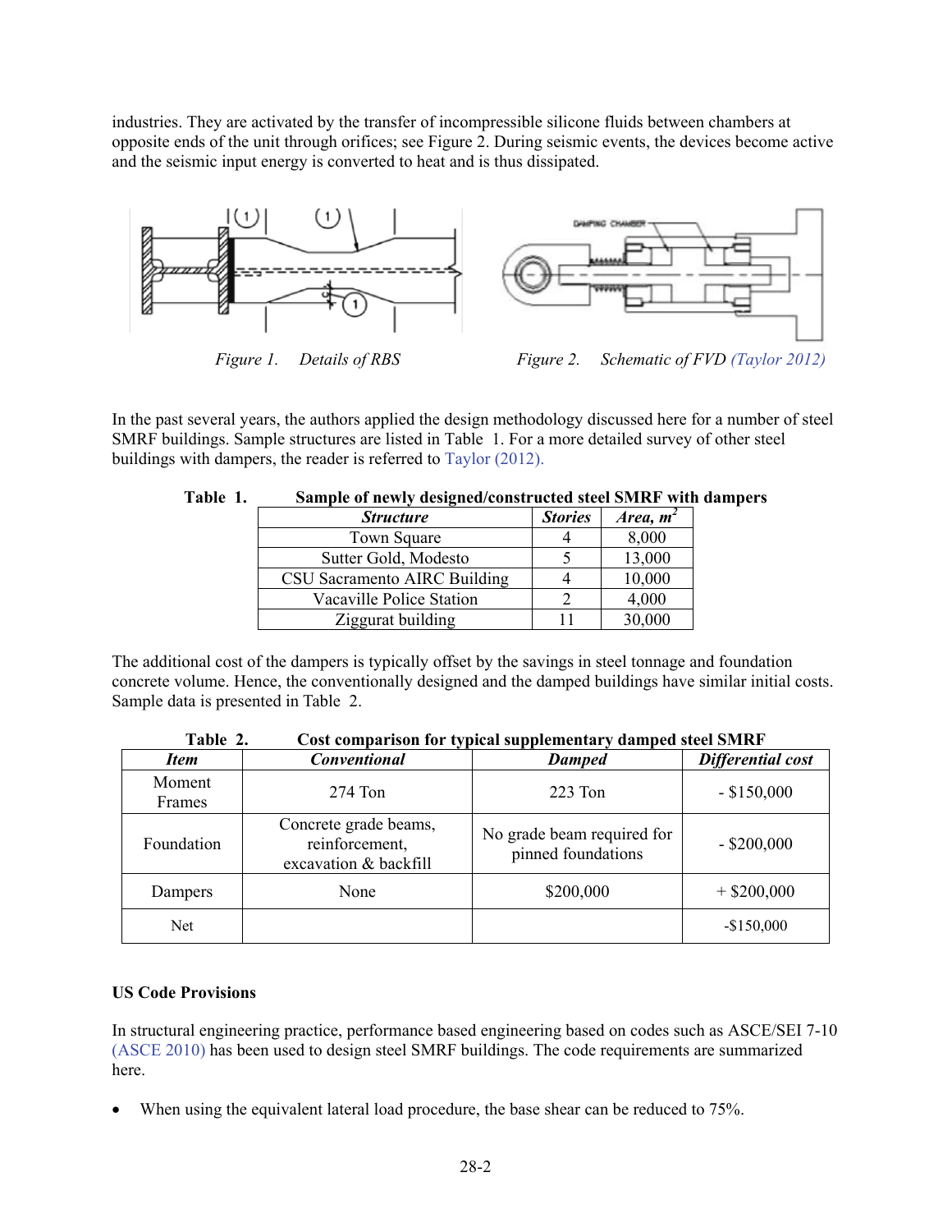industries. They are activated by the transfer of incompressible silicone fluids between chambers at opposite ends of the unit through orifices; see Figure 2. During seismic events, the devices become active and the seismic input energy is converted to heat and is thus dissipated.

*Figure 1. Details of RBS*

*Figure 2. Schematic of FVD (Taylor 2012)*

In the past several years, the authors applied the design methodology discussed here for a number of steel SMRF buildings. Sample structures are listed in Table 1. For a more detailed survey of other steel buildings with dampers, the reader is referred to Taylor (2012).

**Table 1. Sample of newly designed/constructed steel SMRF with dampers**

| *Structure* | *Stories* | *Area, $m^2$* |
|---|---|---|
| Town Square | 4 | 8,000 |
| Sutter Gold, Modesto | 5 | 13,000 |
| CSU Sacramento AIRC Building | 4 | 10,000 |
| Vacaville Police Station | 2 | 4,000 |
| Ziggurat building | 11 | 30,000 |

The additional cost of the dampers is typically offset by the savings in steel tonnage and foundation concrete volume. Hence, the conventionally designed and the damped buildings have similar initial costs. Sample data is presented in Table 2.

**Table 2. Cost comparison for typical supplementary damped steel SMRF**

| *Item* | *Conventional* | *Damped* | *Differential cost* |
|---|---|---|---|
| Moment Frames | 274 Ton | 223 Ton | - $150,000 |
| Foundation | Concrete grade beams, reinforcement, excavation & backfill | No grade beam required for pinned foundations | - $200,000 |
| Dampers | None | $200,000 | + $200,000 |
| Net | | | -$150,000 |

**US Code Provisions**

In structural engineering practice, performance based engineering based on codes such as ASCE/SEI 7-10 (ASCE 2010) has been used to design steel SMRF buildings. The code requirements are summarized here.

- When using the equivalent lateral load procedure, the base shear can be reduced to 75%.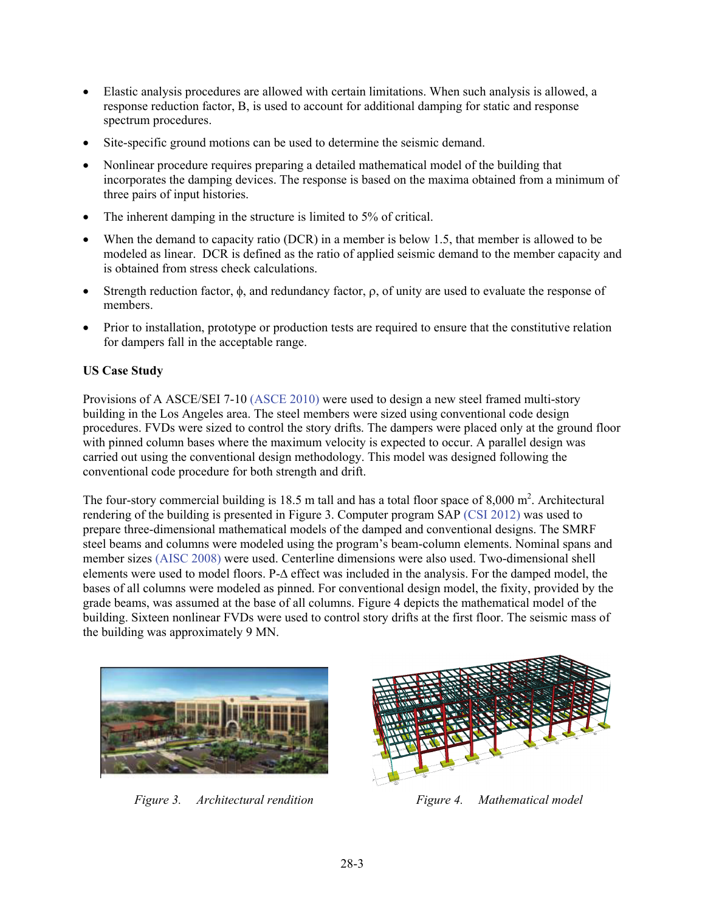- Elastic analysis procedures are allowed with certain limitations. When such analysis is allowed, a response reduction factor, B, is used to account for additional damping for static and response spectrum procedures.
- Site-specific ground motions can be used to determine the seismic demand.
- Nonlinear procedure requires preparing a detailed mathematical model of the building that incorporates the damping devices. The response is based on the maxima obtained from a minimum of three pairs of input histories.
- The inherent damping in the structure is limited to 5% of critical.
- When the demand to capacity ratio (DCR) in a member is below 1.5, that member is allowed to be modeled as linear. DCR is defined as the ratio of applied seismic demand to the member capacity and is obtained from stress check calculations.
- Strength reduction factor, $\phi$, and redundancy factor, $\rho$, of unity are used to evaluate the response of members.
- Prior to installation, prototype or production tests are required to ensure that the constitutive relation for dampers fall in the acceptable range.

**US Case Study**

Provisions of A ASCE/SEI 7-10 (ASCE 2010) were used to design a new steel framed multi-story building in the Los Angeles area. The steel members were sized using conventional code design procedures. FVDs were sized to control the story drifts. The dampers were placed only at the ground floor with pinned column bases where the maximum velocity is expected to occur. A parallel design was carried out using the conventional design methodology. This model was designed following the conventional code procedure for both strength and drift.

The four-story commercial building is 18.5 m tall and has a total floor space of 8,000 m$^2$. Architectural rendering of the building is presented in Figure 3. Computer program SAP (CSI 2012) was used to prepare three-dimensional mathematical models of the damped and conventional designs. The SMRF steel beams and columns were modeled using the program's beam-column elements. Nominal spans and member sizes (AISC 2008) were used. Centerline dimensions were also used. Two-dimensional shell elements were used to model floors. P-$\Delta$ effect was included in the analysis. For the damped model, the bases of all columns were modeled as pinned. For conventional design model, the fixity, provided by the grade beams, was assumed at the base of all columns. Figure 4 depicts the mathematical model of the building. Sixteen nonlinear FVDs were used to control story drifts at the first floor. The seismic mass of the building was approximately 9 MN.

*Figure 3. Architectural rendition*

*Figure 4. Mathematical model*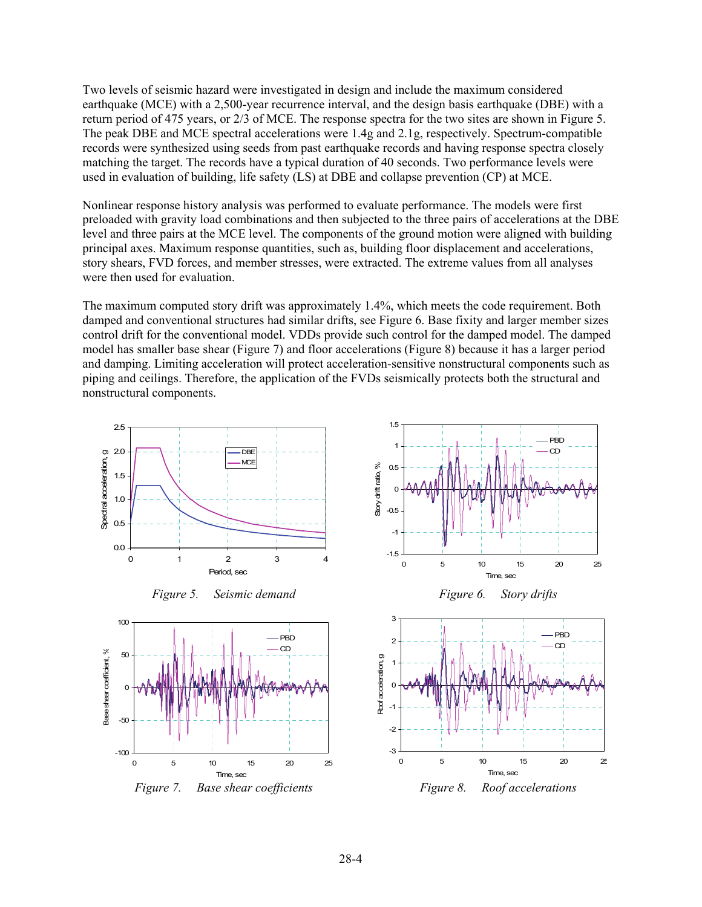Two levels of seismic hazard were investigated in design and include the maximum considered earthquake (MCE) with a 2,500-year recurrence interval, and the design basis earthquake (DBE) with a return period of 475 years, or 2/3 of MCE. The response spectra for the two sites are shown in Figure 5. The peak DBE and MCE spectral accelerations were 1.4g and 2.1g, respectively. Spectrum-compatible records were synthesized using seeds from past earthquake records and having response spectra closely matching the target. The records have a typical duration of 40 seconds. Two performance levels were used in evaluation of building, life safety (LS) at DBE and collapse prevention (CP) at MCE.

Nonlinear response history analysis was performed to evaluate performance. The models were first preloaded with gravity load combinations and then subjected to the three pairs of accelerations at the DBE level and three pairs at the MCE level. The components of the ground motion were aligned with building principal axes. Maximum response quantities, such as, building floor displacement and accelerations, story shears, FVD forces, and member stresses, were extracted. The extreme values from all analyses were then used for evaluation.

The maximum computed story drift was approximately 1.4%, which meets the code requirement. Both damped and conventional structures had similar drifts, see Figure 6. Base fixity and larger member sizes control drift for the conventional model. VDDs provide such control for the damped model. The damped model has smaller base shear (Figure 7) and floor accelerations (Figure 8) because it has a larger period and damping. Limiting acceleration will protect acceleration-sensitive nonstructural components such as piping and ceilings. Therefore, the application of the FVDs seismically protects both the structural and nonstructural components.

*Figure 5. Seismic demand*

*Figure 6. Story drifts*

*Figure 7. Base shear coefficients*

*Figure 8. Roof accelerations*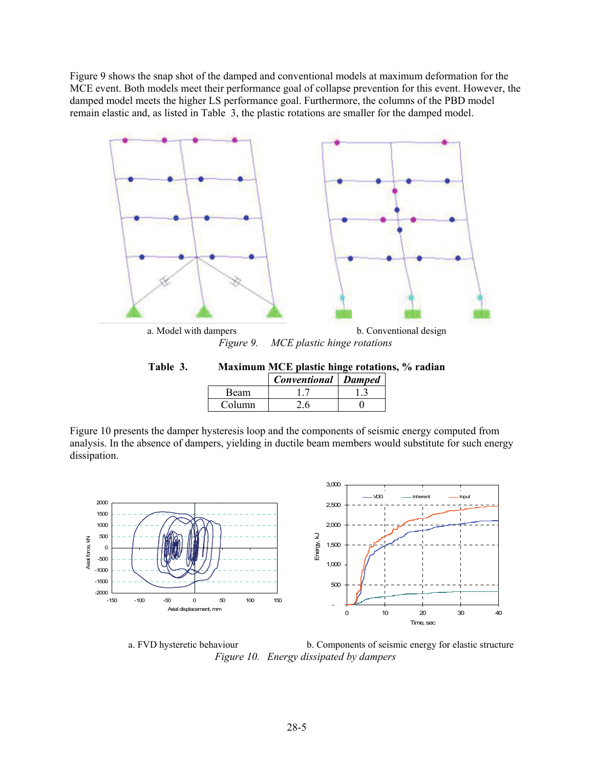Figure 9 shows the snap shot of the damped and conventional models at maximum deformation for the MCE event. Both models meet their performance goal of collapse prevention for this event. However, the damped model meets the higher LS performance goal. Furthermore, the columns of the PBD model remain elastic and, as listed in Table 3, the plastic rotations are smaller for the damped model.

a. Model with dampers b. Conventional design

*Figure 9. MCE plastic hinge rotations*

**Table 3. Maximum MCE plastic hinge rotations, % radian**

| | ***Conventional*** | ***Damped*** |
|---|---|---|
| Beam | 1.7 | 1.3 |
| Column | 2.6 | 0 |

Figure 10 presents the damper hysteresis loop and the components of seismic energy computed from analysis. In the absence of dampers, yielding in ductile beam members would substitute for such energy dissipation.

a. FVD hysteretic behaviour b. Components of seismic energy for elastic structure

*Figure 10. Energy dissipated by dampers*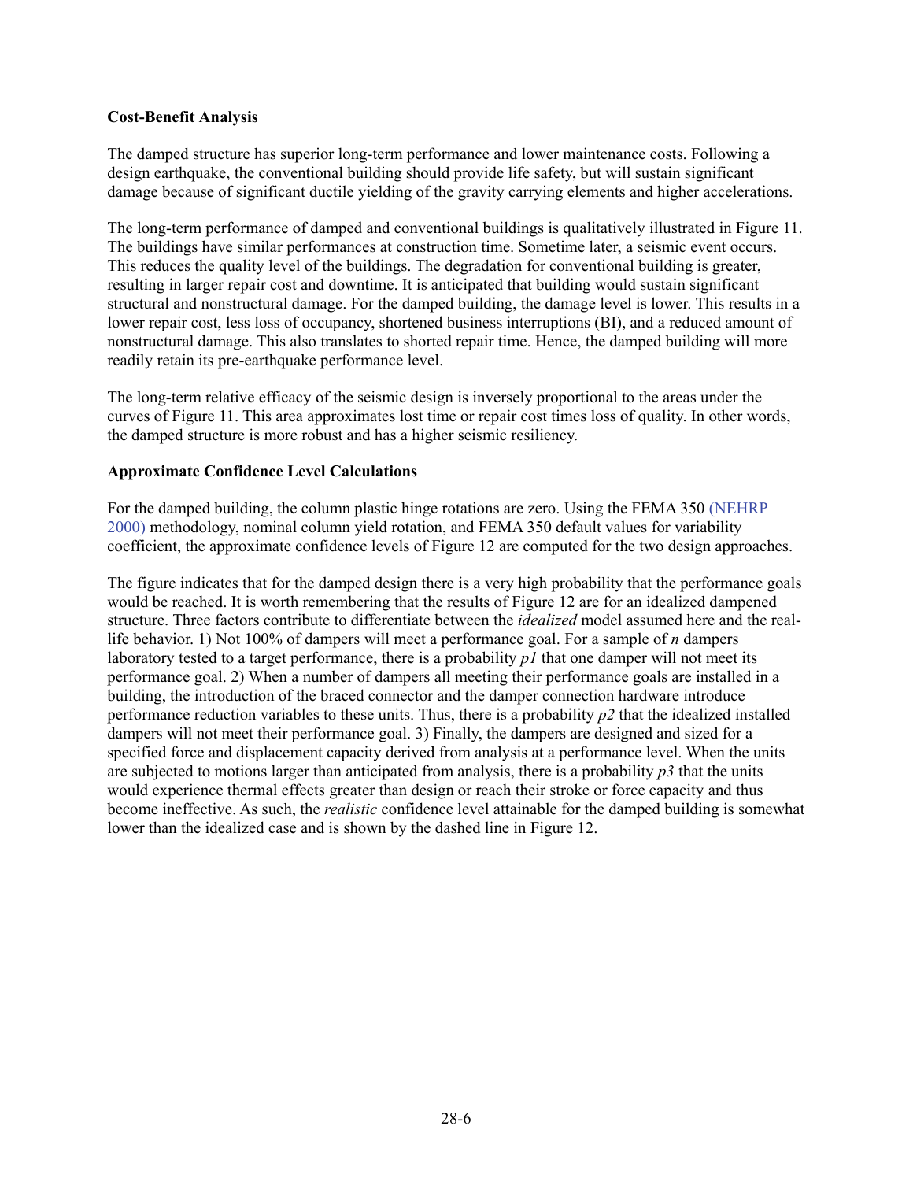**Cost-Benefit Analysis**

The damped structure has superior long-term performance and lower maintenance costs. Following a design earthquake, the conventional building should provide life safety, but will sustain significant damage because of significant ductile yielding of the gravity carrying elements and higher accelerations.

The long-term performance of damped and conventional buildings is qualitatively illustrated in Figure 11. The buildings have similar performances at construction time. Sometime later, a seismic event occurs. This reduces the quality level of the buildings. The degradation for conventional building is greater, resulting in larger repair cost and downtime. It is anticipated that building would sustain significant structural and nonstructural damage. For the damped building, the damage level is lower. This results in a lower repair cost, less loss of occupancy, shortened business interruptions (BI), and a reduced amount of nonstructural damage. This also translates to shorted repair time. Hence, the damped building will more readily retain its pre-earthquake performance level.

The long-term relative efficacy of the seismic design is inversely proportional to the areas under the curves of Figure 11. This area approximates lost time or repair cost times loss of quality. In other words, the damped structure is more robust and has a higher seismic resiliency.

**Approximate Confidence Level Calculations**

For the damped building, the column plastic hinge rotations are zero. Using the FEMA 350 (NEHRP 2000) methodology, nominal column yield rotation, and FEMA 350 default values for variability coefficient, the approximate confidence levels of Figure 12 are computed for the two design approaches.

The figure indicates that for the damped design there is a very high probability that the performance goals would be reached. It is worth remembering that the results of Figure 12 are for an idealized dampened structure. Three factors contribute to differentiate between the *idealized* model assumed here and the real-life behavior. 1) Not 100% of dampers will meet a performance goal. For a sample of *n* dampers laboratory tested to a target performance, there is a probability *p1* that one damper will not meet its performance goal. 2) When a number of dampers all meeting their performance goals are installed in a building, the introduction of the braced connector and the damper connection hardware introduce performance reduction variables to these units. Thus, there is a probability *p2* that the idealized installed dampers will not meet their performance goal. 3) Finally, the dampers are designed and sized for a specified force and displacement capacity derived from analysis at a performance level. When the units are subjected to motions larger than anticipated from analysis, there is a probability *p3* that the units would experience thermal effects greater than design or reach their stroke or force capacity and thus become ineffective. As such, the *realistic* confidence level attainable for the damped building is somewhat lower than the idealized case and is shown by the dashed line in Figure 12.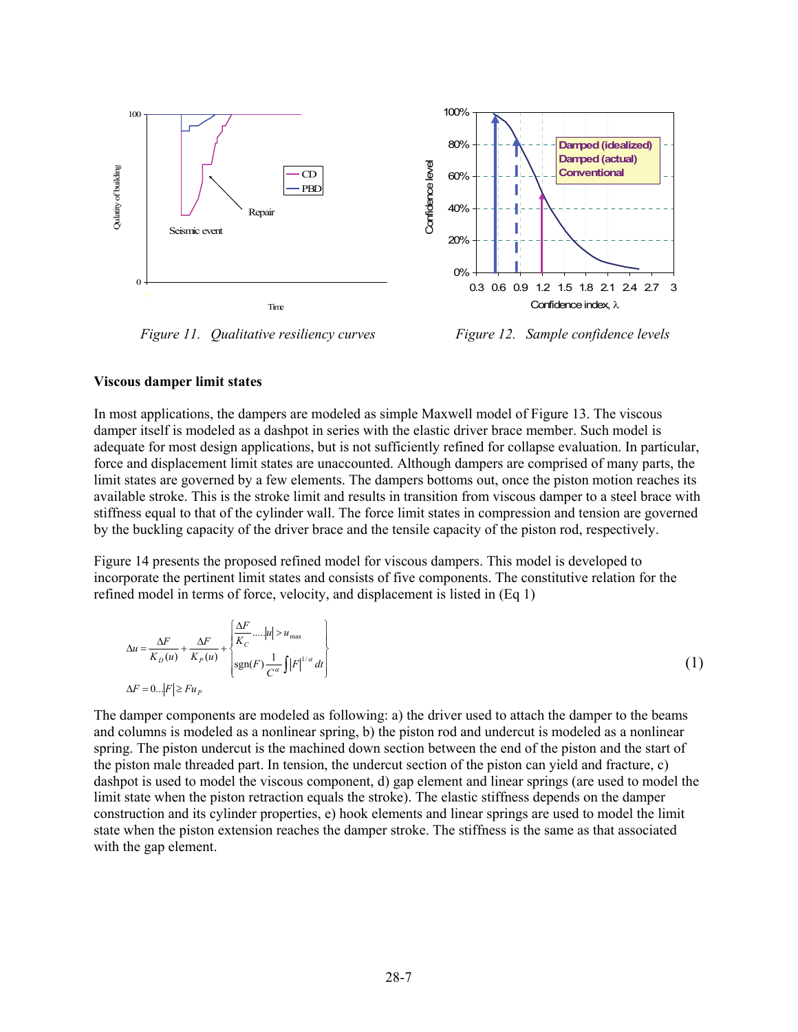*Figure 11. Qualitative resiliency curves*

*Figure 12. Sample confidence levels*

**Viscous damper limit states**

In most applications, the dampers are modeled as simple Maxwell model of Figure 13. The viscous damper itself is modeled as a dashpot in series with the elastic driver brace member. Such model is adequate for most design applications, but is not sufficiently refined for collapse evaluation. In particular, force and displacement limit states are unaccounted. Although dampers are comprised of many parts, the limit states are governed by a few elements. The dampers bottoms out, once the piston motion reaches its available stroke. This is the stroke limit and results in transition from viscous damper to a steel brace with stiffness equal to that of the cylinder wall. The force limit states in compression and tension are governed by the buckling capacity of the driver brace and the tensile capacity of the piston rod, respectively.

Figure 14 presents the proposed refined model for viscous dampers. This model is developed to incorporate the pertinent limit states and consists of five components. The constitutive relation for the refined model in terms of force, velocity, and displacement is listed in (Eq 1)

$$
\Delta u = \frac{\Delta F}{K_D(u)} + \frac{\Delta F}{K_P(u)} + \begin{Bmatrix} \dfrac{\Delta F}{K_C} \ldots\ldots |u| > u_{\max} \\ \operatorname{sgn}(F)\dfrac{1}{C^{\alpha}}\int |F|^{1/\alpha}\, dt \end{Bmatrix} \tag{1}
$$

$$
\Delta F = 0 \ldots |F| \geq Fu_P
$$

The damper components are modeled as following: a) the driver used to attach the damper to the beams and columns is modeled as a nonlinear spring, b) the piston rod and undercut is modeled as a nonlinear spring. The piston undercut is the machined down section between the end of the piston and the start of the piston male threaded part. In tension, the undercut section of the piston can yield and fracture, c) dashpot is used to model the viscous component, d) gap element and linear springs (are used to model the limit state when the piston retraction equals the stroke). The elastic stiffness depends on the damper construction and its cylinder properties, e) hook elements and linear springs are used to model the limit state when the piston extension reaches the damper stroke. The stiffness is the same as that associated with the gap element.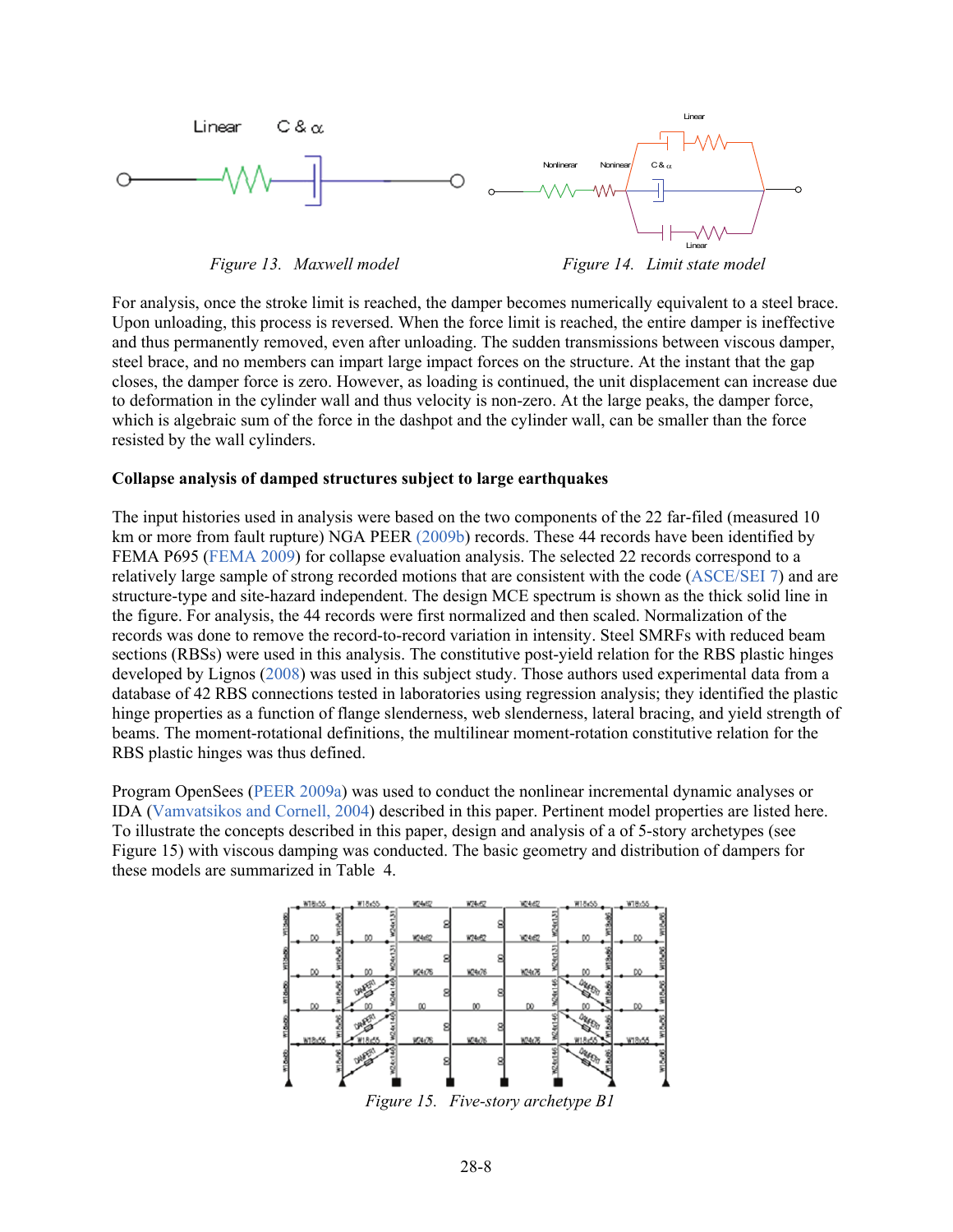Figure 13. Maxwell model

Figure 14. Limit state model

For analysis, once the stroke limit is reached, the damper becomes numerically equivalent to a steel brace. Upon unloading, this process is reversed. When the force limit is reached, the entire damper is ineffective and thus permanently removed, even after unloading. The sudden transmissions between viscous damper, steel brace, and no members can impart large impact forces on the structure. At the instant that the gap closes, the damper force is zero. However, as loading is continued, the unit displacement can increase due to deformation in the cylinder wall and thus velocity is non-zero. At the large peaks, the damper force, which is algebraic sum of the force in the dashpot and the cylinder wall, can be smaller than the force resisted by the wall cylinders.

**Collapse analysis of damped structures subject to large earthquakes**

The input histories used in analysis were based on the two components of the 22 far-filed (measured 10 km or more from fault rupture) NGA PEER (2009b) records. These 44 records have been identified by FEMA P695 (FEMA 2009) for collapse evaluation analysis. The selected 22 records correspond to a relatively large sample of strong recorded motions that are consistent with the code (ASCE/SEI 7) and are structure-type and site-hazard independent. The design MCE spectrum is shown as the thick solid line in the figure. For analysis, the 44 records were first normalized and then scaled. Normalization of the records was done to remove the record-to-record variation in intensity. Steel SMRFs with reduced beam sections (RBSs) were used in this analysis. The constitutive post-yield relation for the RBS plastic hinges developed by Lignos (2008) was used in this subject study. Those authors used experimental data from a database of 42 RBS connections tested in laboratories using regression analysis; they identified the plastic hinge properties as a function of flange slenderness, web slenderness, lateral bracing, and yield strength of beams. The moment-rotational definitions, the multilinear moment-rotation constitutive relation for the RBS plastic hinges was thus defined.

Program OpenSees (PEER 2009a) was used to conduct the nonlinear incremental dynamic analyses or IDA (Vamvatsikos and Cornell, 2004) described in this paper. Pertinent model properties are listed here. To illustrate the concepts described in this paper, design and analysis of a of 5-story archetypes (see Figure 15) with viscous damping was conducted. The basic geometry and distribution of dampers for these models are summarized in Table 4.

Figure 15. Five-story archetype B1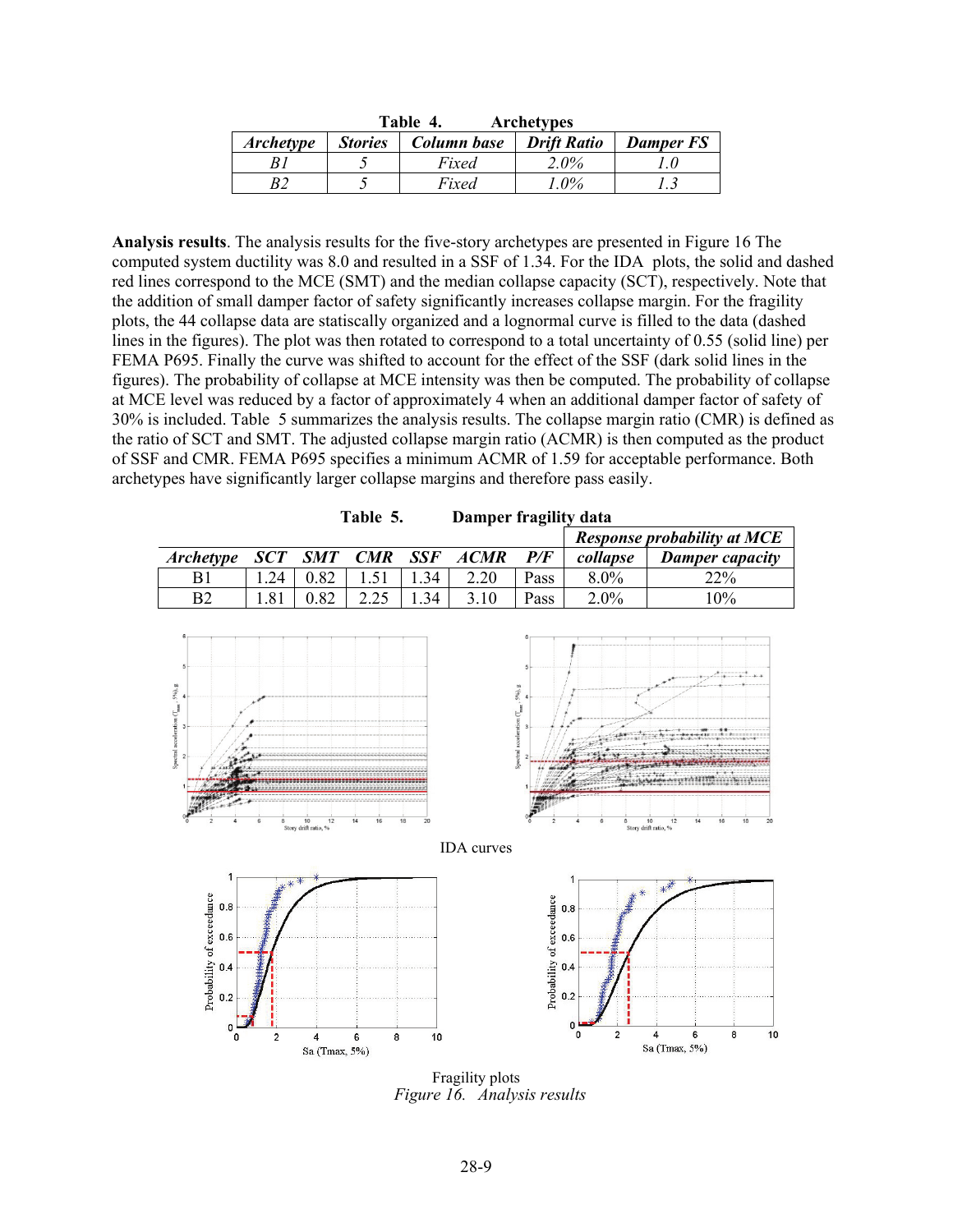**Table 4. Archetypes**

| *Archetype* | *Stories* | *Column base* | *Drift Ratio* | *Damper FS* |
|---|---|---|---|---|
| *B1* | *5* | *Fixed* | *2.0%* | *1.0* |
| *B2* | *5* | *Fixed* | *1.0%* | *1.3* |

**Analysis results**. The analysis results for the five-story archetypes are presented in Figure 16 The computed system ductility was 8.0 and resulted in a SSF of 1.34. For the IDA plots, the solid and dashed red lines correspond to the MCE (SMT) and the median collapse capacity (SCT), respectively. Note that the addition of small damper factor of safety significantly increases collapse margin. For the fragility plots, the 44 collapse data are statiscally organized and a lognormal curve is filled to the data (dashed lines in the figures). The plot was then rotated to correspond to a total uncertainty of 0.55 (solid line) per FEMA P695. Finally the curve was shifted to account for the effect of the SSF (dark solid lines in the figures). The probability of collapse at MCE intensity was then be computed. The probability of collapse at MCE level was reduced by a factor of approximately 4 when an additional damper factor of safety of 30% is included. Table 5 summarizes the analysis results. The collapse margin ratio (CMR) is defined as the ratio of SCT and SMT. The adjusted collapse margin ratio (ACMR) is then computed as the product of SSF and CMR. FEMA P695 specifies a minimum ACMR of 1.59 for acceptable performance. Both archetypes have significantly larger collapse margins and therefore pass easily.

**Table 5. Damper fragility data**

| *Archetype* | *SCT* | *SMT* | *CMR* | *SSF* | *ACMR* | *P/F* | *Response probability at MCE* | |
|---|---|---|---|---|---|---|---|---|
| | | | | | | | *collapse* | *Damper capacity* |
| B1 | 1.24 | 0.82 | 1.51 | 1.34 | 2.20 | Pass | 8.0% | 22% |
| B2 | 1.81 | 0.82 | 2.25 | 1.34 | 3.10 | Pass | 2.0% | 10% |

IDA curves

Fragility plots

*Figure 16. Analysis results*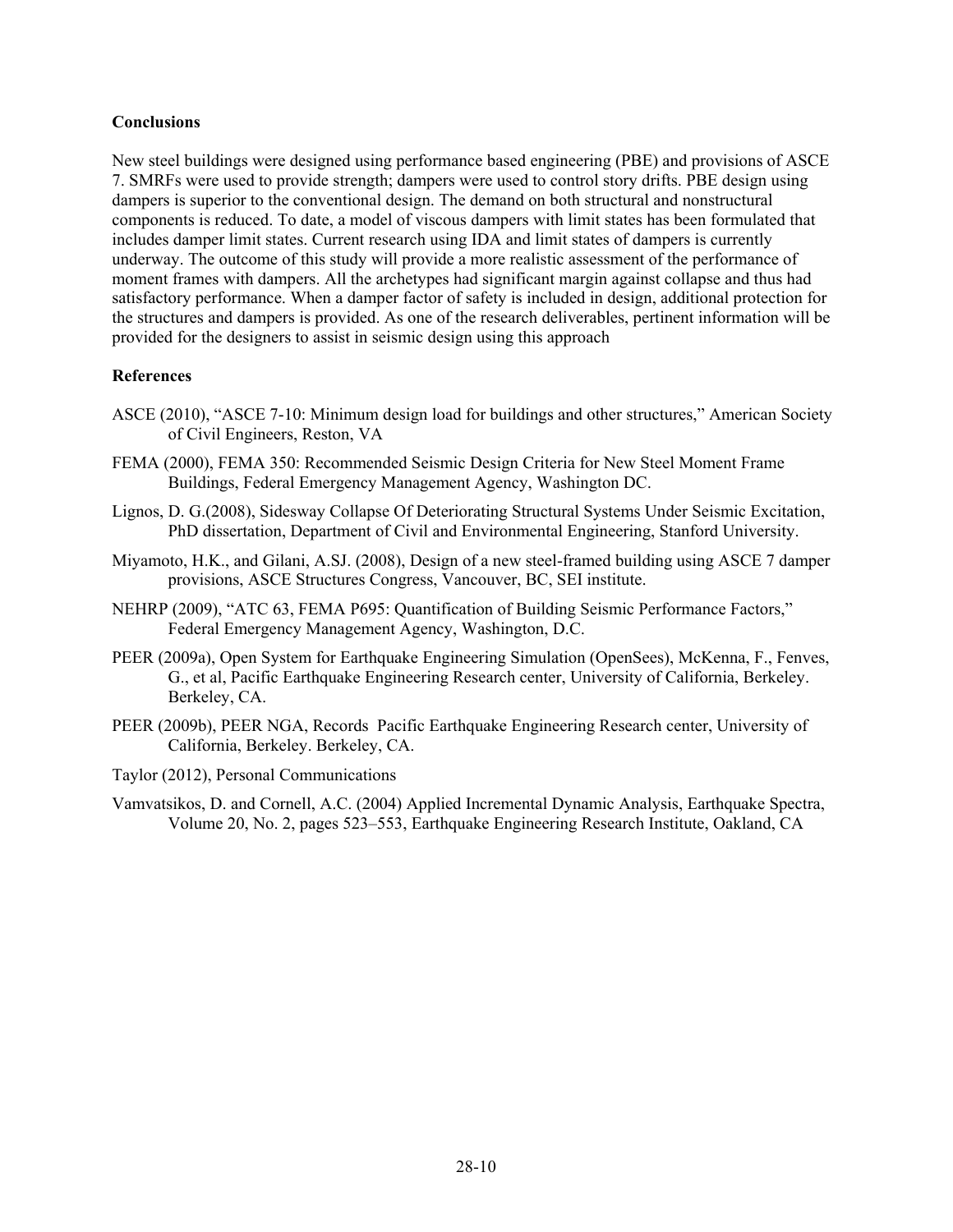## Conclusions

New steel buildings were designed using performance based engineering (PBE) and provisions of ASCE 7. SMRFs were used to provide strength; dampers were used to control story drifts. PBE design using dampers is superior to the conventional design. The demand on both structural and nonstructural components is reduced. To date, a model of viscous dampers with limit states has been formulated that includes damper limit states. Current research using IDA and limit states of dampers is currently underway. The outcome of this study will provide a more realistic assessment of the performance of moment frames with dampers. All the archetypes had significant margin against collapse and thus had satisfactory performance. When a damper factor of safety is included in design, additional protection for the structures and dampers is provided. As one of the research deliverables, pertinent information will be provided for the designers to assist in seismic design using this approach

## References

ASCE (2010), "ASCE 7-10: Minimum design load for buildings and other structures," American Society of Civil Engineers, Reston, VA

FEMA (2000), FEMA 350: Recommended Seismic Design Criteria for New Steel Moment Frame Buildings, Federal Emergency Management Agency, Washington DC.

Lignos, D. G.(2008), Sidesway Collapse Of Deteriorating Structural Systems Under Seismic Excitation, PhD dissertation, Department of Civil and Environmental Engineering, Stanford University.

Miyamoto, H.K., and Gilani, A.SJ. (2008), Design of a new steel-framed building using ASCE 7 damper provisions, ASCE Structures Congress, Vancouver, BC, SEI institute.

NEHRP (2009), "ATC 63, FEMA P695: Quantification of Building Seismic Performance Factors," Federal Emergency Management Agency, Washington, D.C.

PEER (2009a), Open System for Earthquake Engineering Simulation (OpenSees), McKenna, F., Fenves, G., et al, Pacific Earthquake Engineering Research center, University of California, Berkeley. Berkeley, CA.

PEER (2009b), PEER NGA, Records Pacific Earthquake Engineering Research center, University of California, Berkeley. Berkeley, CA.

Taylor (2012), Personal Communications

Vamvatsikos, D. and Cornell, A.C. (2004) Applied Incremental Dynamic Analysis, Earthquake Spectra, Volume 20, No. 2, pages 523–553, Earthquake Engineering Research Institute, Oakland, CA